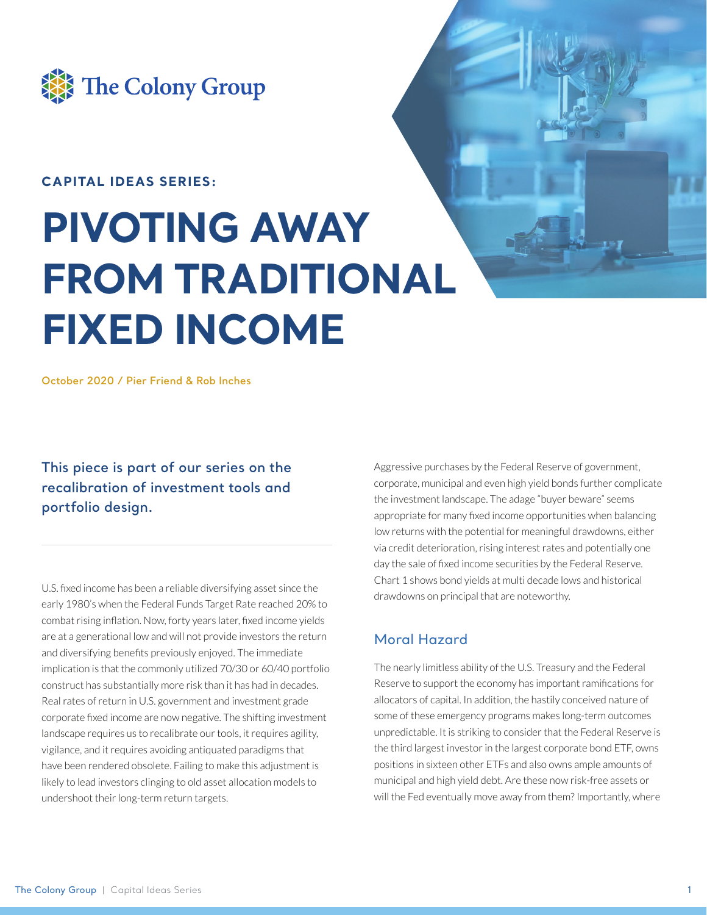The Colony Group

**CAPITAL IDEAS SERIES:**

# PIVOTING AWAY FROM TRADITIONAL FIXED INCOME

October 2020 / Pier Friend & Rob Inches

## This piece is part of our series on the recalibration of investment tools and portfolio design.

U.S. fixed income has been a reliable diversifying asset since the early 1980's when the Federal Funds Target Rate reached 20% to combat rising inflation. Now, forty years later, fixed income yields are at a generational low and will not provide investors the return and diversifying benefits previously enjoyed. The immediate implication is that the commonly utilized 70/30 or 60/40 portfolio construct has substantially more risk than it has had in decades. Real rates of return in U.S. government and investment grade corporate fixed income are now negative. The shifting investment landscape requires us to recalibrate our tools, it requires agility, vigilance, and it requires avoiding antiquated paradigms that have been rendered obsolete. Failing to make this adjustment is likely to lead investors clinging to old asset allocation models to undershoot their long-term return targets.

Aggressive purchases by the Federal Reserve of government, corporate, municipal and even high yield bonds further complicate the investment landscape. The adage "buyer beware" seems appropriate for many fixed income opportunities when balancing low returns with the potential for meaningful drawdowns, either via credit deterioration, rising interest rates and potentially one day the sale of fixed income securities by the Federal Reserve. Chart 1 shows bond yields at multi decade lows and historical drawdowns on principal that are noteworthy.

## Moral Hazard

The nearly limitless ability of the U.S. Treasury and the Federal Reserve to support the economy has important ramifications for allocators of capital. In addition, the hastily conceived nature of some of these emergency programs makes long-term outcomes unpredictable. It is striking to consider that the Federal Reserve is the third largest investor in the largest corporate bond ETF, owns positions in sixteen other ETFs and also owns ample amounts of municipal and high yield debt. Are these now risk-free assets or will the Fed eventually move away from them? Importantly, where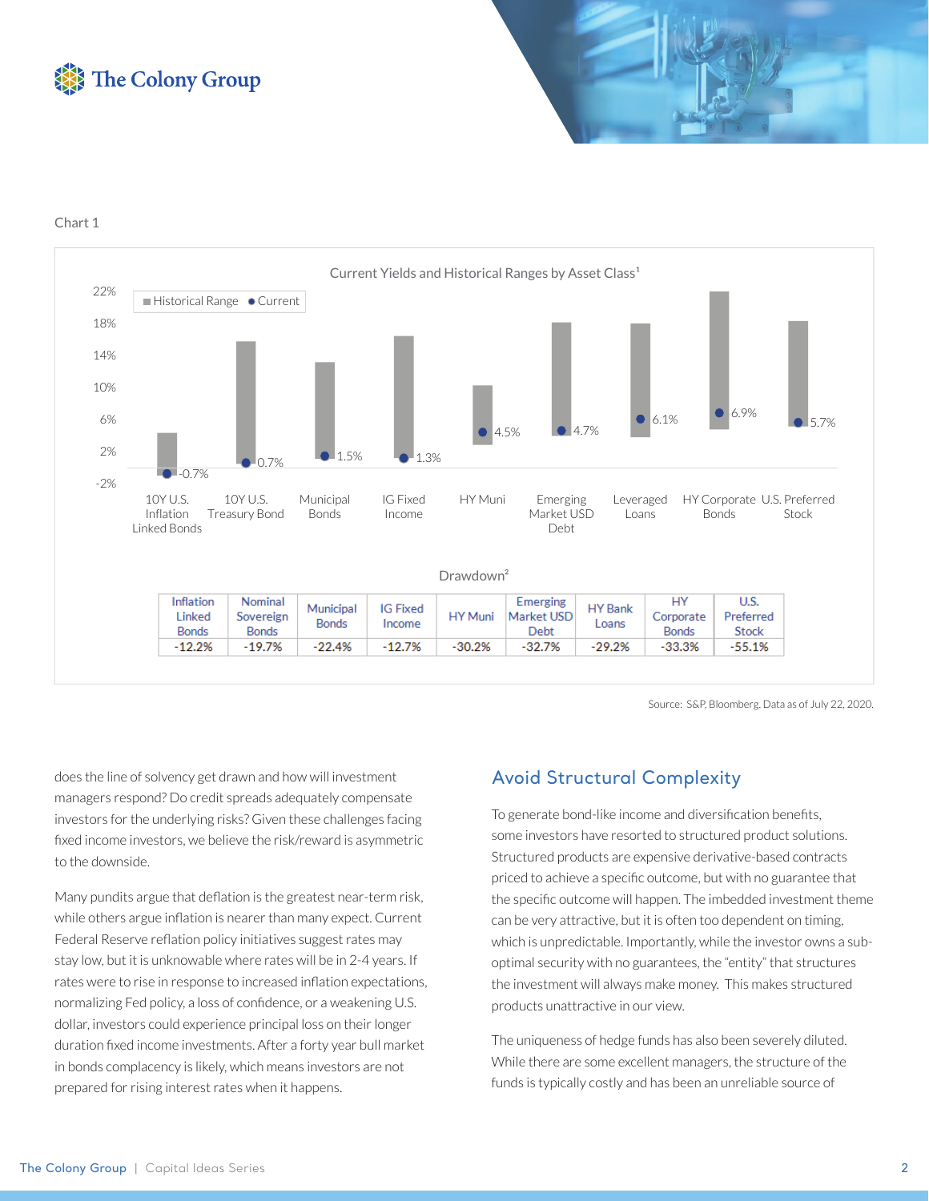Chart 1

Current Yields and Historical Ranges by Asset Class[1]

| Asset Class | Current Yield |
|---|---|
| 10Y U.S. Inflation Linked Bonds | -0.7% |
| 10Y U.S. Treasury Bond | 0.7% |
| Municipal Bonds | 1.5% |
| IG Fixed Income | 1.3% |
| HY Muni | 4.5% |
| Emerging Market USD Debt | 4.7% |
| Leveraged Loans | 6.1% |
| HY Corporate Bonds | 6.9% |
| U.S. Preferred Stock | 5.7% |

Drawdown[2]

| Inflation Linked Bonds | Nominal Sovereign Bonds | Municipal Bonds | IG Fixed Income | HY Muni | Emerging Market USD Debt | HY Bank Loans | HY Corporate Bonds | U.S. Preferred Stock |
|---|---|---|---|---|---|---|---|---|
| -12.2% | -19.7% | -22.4% | -12.7% | -30.2% | -32.7% | -29.2% | -33.3% | -55.1% |

Source: S&P, Bloomberg. Data as of July 22, 2020.

does the line of solvency get drawn and how will investment managers respond? Do credit spreads adequately compensate investors for the underlying risks? Given these challenges facing fixed income investors, we believe the risk/reward is asymmetric to the downside.

Many pundits argue that deflation is the greatest near-term risk, while others argue inflation is nearer than many expect. Current Federal Reserve reflation policy initiatives suggest rates may stay low, but it is unknowable where rates will be in 2-4 years. If rates were to rise in response to increased inflation expectations, normalizing Fed policy, a loss of confidence, or a weakening U.S. dollar, investors could experience principal loss on their longer duration fixed income investments. After a forty year bull market in bonds complacency is likely, which means investors are not prepared for rising interest rates when it happens.

## Avoid Structural Complexity

To generate bond-like income and diversification benefits, some investors have resorted to structured product solutions. Structured products are expensive derivative-based contracts priced to achieve a specific outcome, but with no guarantee that the specific outcome will happen. The imbedded investment theme can be very attractive, but it is often too dependent on timing, which is unpredictable. Importantly, while the investor owns a sub-optimal security with no guarantees, the "entity" that structures the investment will always make money. This makes structured products unattractive in our view.

The uniqueness of hedge funds has also been severely diluted. While there are some excellent managers, the structure of the funds is typically costly and has been an unreliable source of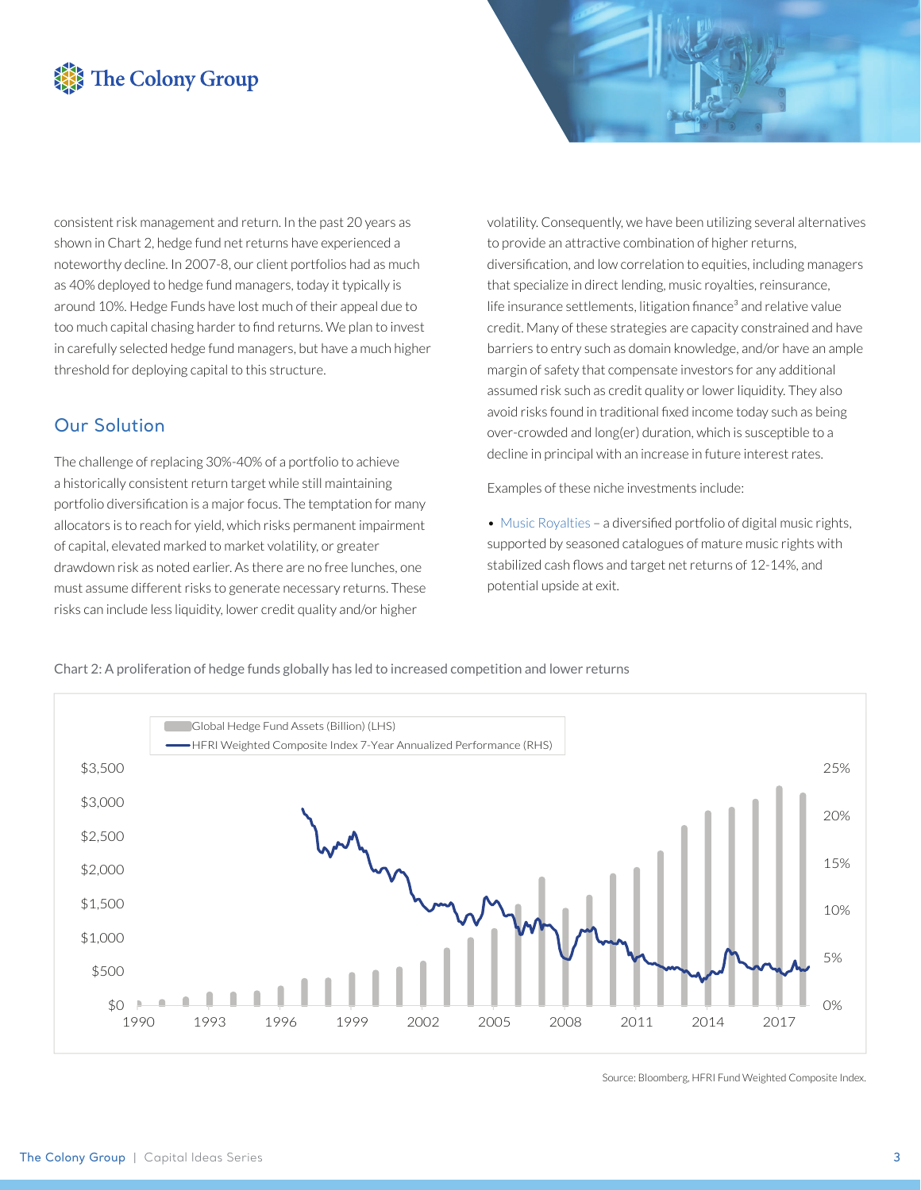consistent risk management and return. In the past 20 years as shown in Chart 2, hedge fund net returns have experienced a noteworthy decline. In 2007-8, our client portfolios had as much as 40% deployed to hedge fund managers, today it typically is around 10%. Hedge Funds have lost much of their appeal due to too much capital chasing harder to find returns. We plan to invest in carefully selected hedge fund managers, but have a much higher threshold for deploying capital to this structure.

## Our Solution

The challenge of replacing 30%-40% of a portfolio to achieve a historically consistent return target while still maintaining portfolio diversification is a major focus. The temptation for many allocators is to reach for yield, which risks permanent impairment of capital, elevated marked to market volatility, or greater drawdown risk as noted earlier. As there are no free lunches, one must assume different risks to generate necessary returns. These risks can include less liquidity, lower credit quality and/or higher volatility. Consequently, we have been utilizing several alternatives to provide an attractive combination of higher returns, diversification, and low correlation to equities, including managers that specialize in direct lending, music royalties, reinsurance, life insurance settlements, litigation finance[3] and relative value credit. Many of these strategies are capacity constrained and have barriers to entry such as domain knowledge, and/or have an ample margin of safety that compensate investors for any additional assumed risk such as credit quality or lower liquidity. They also avoid risks found in traditional fixed income today such as being over-crowded and long(er) duration, which is susceptible to a decline in principal with an increase in future interest rates.

Examples of these niche investments include:

- Music Royalties – a diversified portfolio of digital music rights, supported by seasoned catalogues of mature music rights with stabilized cash flows and target net returns of 12-14%, and potential upside at exit.

Chart 2: A proliferation of hedge funds globally has led to increased competition and lower returns

Global Hedge Fund Assets (Billion) (LHS)
HFRI Weighted Composite Index 7-Year Annualized Performance (RHS)

Source: Bloomberg, HFRI Fund Weighted Composite Index.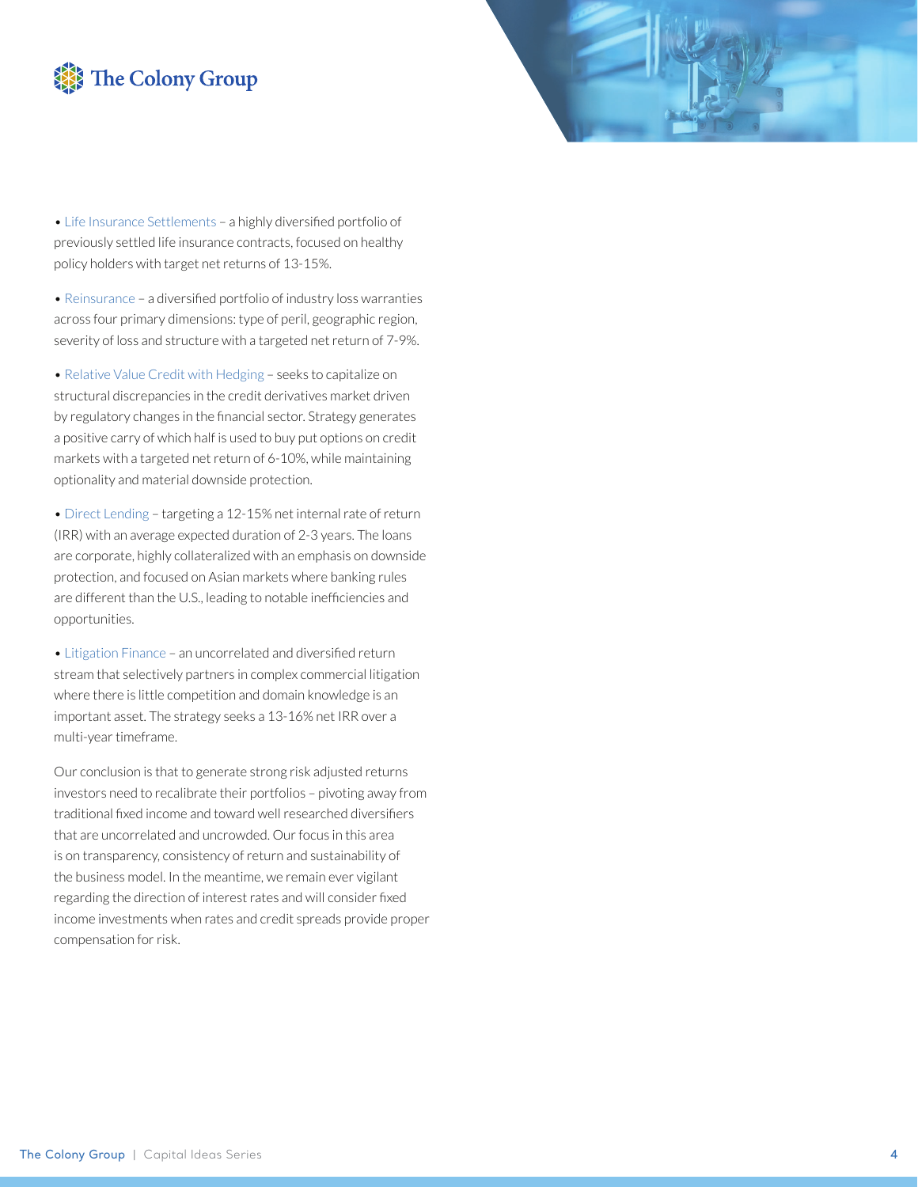- Life Insurance Settlements – a highly diversified portfolio of previously settled life insurance contracts, focused on healthy policy holders with target net returns of 13-15%.

- Reinsurance – a diversified portfolio of industry loss warranties across four primary dimensions: type of peril, geographic region, severity of loss and structure with a targeted net return of 7-9%.

- Relative Value Credit with Hedging – seeks to capitalize on structural discrepancies in the credit derivatives market driven by regulatory changes in the financial sector. Strategy generates a positive carry of which half is used to buy put options on credit markets with a targeted net return of 6-10%, while maintaining optionality and material downside protection.

- Direct Lending – targeting a 12-15% net internal rate of return (IRR) with an average expected duration of 2-3 years. The loans are corporate, highly collateralized with an emphasis on downside protection, and focused on Asian markets where banking rules are different than the U.S., leading to notable inefficiencies and opportunities.

- Litigation Finance – an uncorrelated and diversified return stream that selectively partners in complex commercial litigation where there is little competition and domain knowledge is an important asset. The strategy seeks a 13-16% net IRR over a multi-year timeframe.

Our conclusion is that to generate strong risk adjusted returns investors need to recalibrate their portfolios – pivoting away from traditional fixed income and toward well researched diversifiers that are uncorrelated and uncrowded. Our focus in this area is on transparency, consistency of return and sustainability of the business model. In the meantime, we remain ever vigilant regarding the direction of interest rates and will consider fixed income investments when rates and credit spreads provide proper compensation for risk.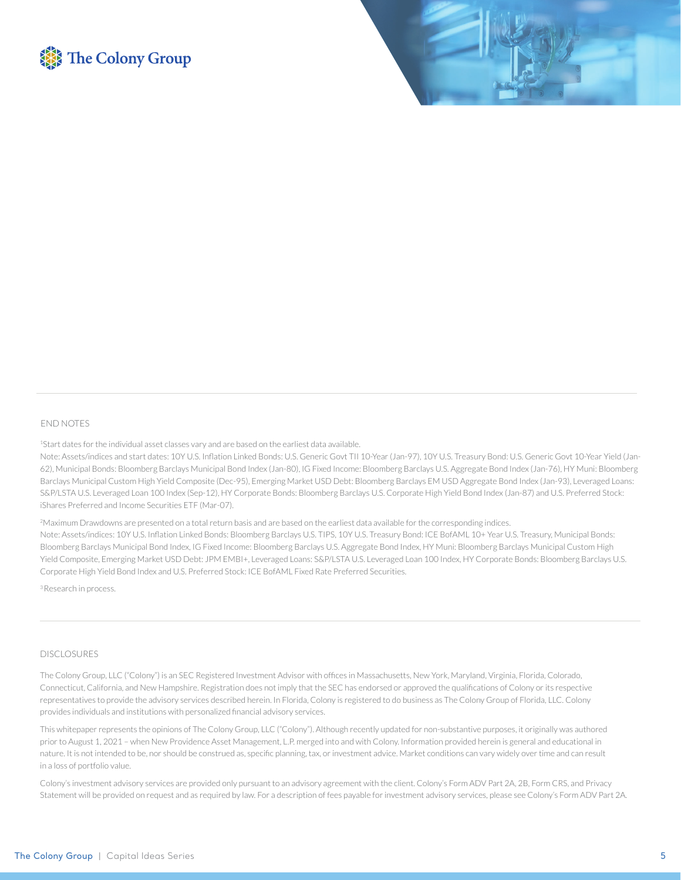## END NOTES

[1]Start dates for the individual asset classes vary and are based on the earliest data available.

Note: Assets/indices and start dates: 10Y U.S. Inflation Linked Bonds: U.S. Generic Govt TII 10-Year (Jan-97), 10Y U.S. Treasury Bond: U.S. Generic Govt 10-Year Yield (Jan-62), Municipal Bonds: Bloomberg Barclays Municipal Bond Index (Jan-80), IG Fixed Income: Bloomberg Barclays U.S. Aggregate Bond Index (Jan-76), HY Muni: Bloomberg Barclays Municipal Custom High Yield Composite (Dec-95), Emerging Market USD Debt: Bloomberg Barclays EM USD Aggregate Bond Index (Jan-93), Leveraged Loans: S&P/LSTA U.S. Leveraged Loan 100 Index (Sep-12), HY Corporate Bonds: Bloomberg Barclays U.S. Corporate High Yield Bond Index (Jan-87) and U.S. Preferred Stock: iShares Preferred and Income Securities ETF (Mar-07).

[2]Maximum Drawdowns are presented on a total return basis and are based on the earliest data available for the corresponding indices.

Note: Assets/indices: 10Y U.S. Inflation Linked Bonds: Bloomberg Barclays U.S. TIPS, 10Y U.S. Treasury Bond: ICE BofAML 10+ Year U.S. Treasury, Municipal Bonds: Bloomberg Barclays Municipal Bond Index, IG Fixed Income: Bloomberg Barclays U.S. Aggregate Bond Index, HY Muni: Bloomberg Barclays Municipal Custom High Yield Composite, Emerging Market USD Debt: JPM EMBI+, Leveraged Loans: S&P/LSTA U.S. Leveraged Loan 100 Index, HY Corporate Bonds: Bloomberg Barclays U.S. Corporate High Yield Bond Index and U.S. Preferred Stock: ICE BofAML Fixed Rate Preferred Securities.

[3]Research in process.

## DISCLOSURES

The Colony Group, LLC ("Colony") is an SEC Registered Investment Advisor with offices in Massachusetts, New York, Maryland, Virginia, Florida, Colorado, Connecticut, California, and New Hampshire. Registration does not imply that the SEC has endorsed or approved the qualifications of Colony or its respective representatives to provide the advisory services described herein. In Florida, Colony is registered to do business as The Colony Group of Florida, LLC. Colony provides individuals and institutions with personalized financial advisory services.

This whitepaper represents the opinions of The Colony Group, LLC ("Colony"). Although recently updated for non-substantive purposes, it originally was authored prior to August 1, 2021 – when New Providence Asset Management, L.P. merged into and with Colony. Information provided herein is general and educational in nature. It is not intended to be, nor should be construed as, specific planning, tax, or investment advice. Market conditions can vary widely over time and can result in a loss of portfolio value.

Colony's investment advisory services are provided only pursuant to an advisory agreement with the client. Colony's Form ADV Part 2A, 2B, Form CRS, and Privacy Statement will be provided on request and as required by law. For a description of fees payable for investment advisory services, please see Colony's Form ADV Part 2A.